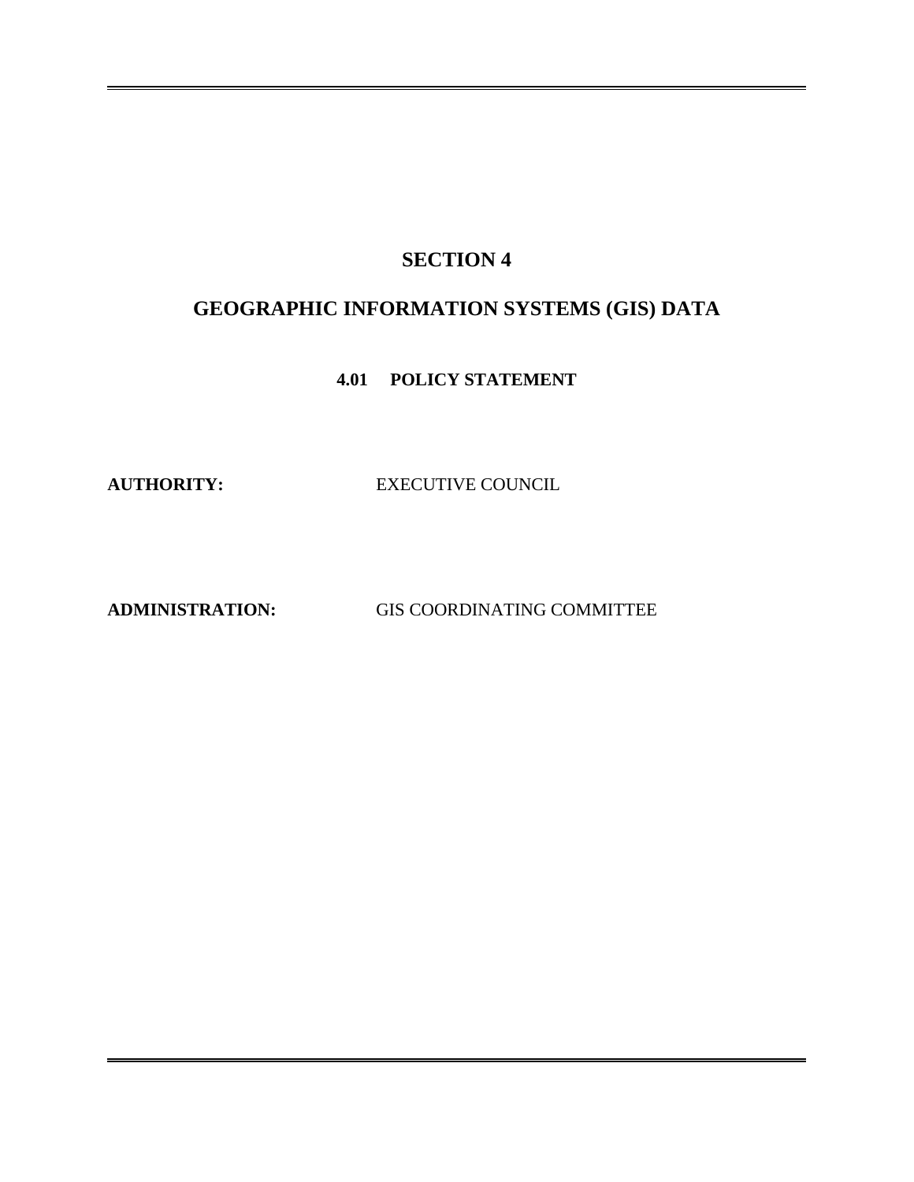# SECTION 4

# GEOGRAPHIC INFORMATION SYSTEMS (GIS) DATA

## 4.01 POLICY STATEMENT

**AUTHORITY:** EXECUTIVE COUNCIL

**ADMINISTRATION:** GIS COORDINATING COMMITTEE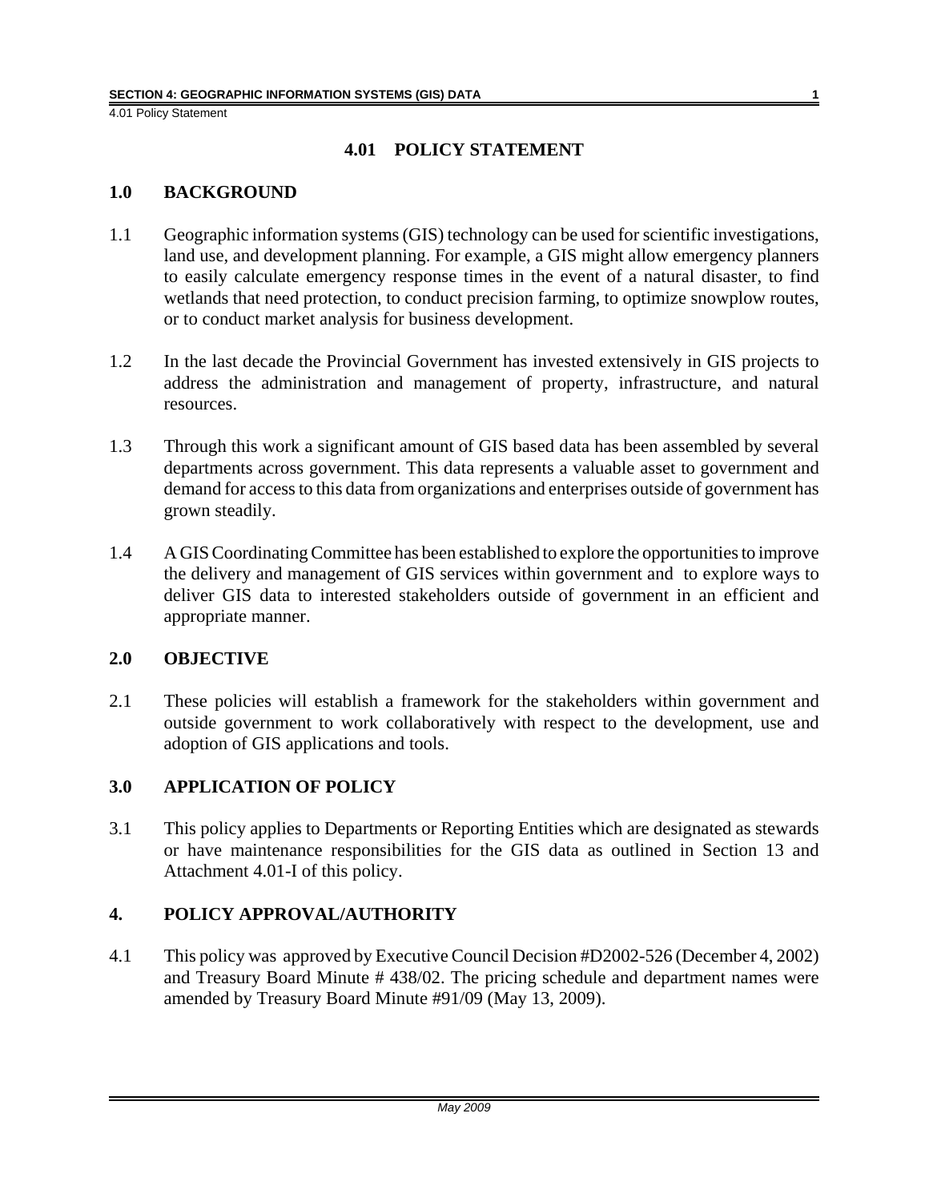# 4.01 POLICY STATEMENT

## 1.0 BACKGROUND

1.1 Geographic information systems (GIS) technology can be used for scientific investigations, land use, and development planning. For example, a GIS might allow emergency planners to easily calculate emergency response times in the event of a natural disaster, to find wetlands that need protection, to conduct precision farming, to optimize snowplow routes, or to conduct market analysis for business development.

1.2 In the last decade the Provincial Government has invested extensively in GIS projects to address the administration and management of property, infrastructure, and natural resources.

1.3 Through this work a significant amount of GIS based data has been assembled by several departments across government. This data represents a valuable asset to government and demand for access to this data from organizations and enterprises outside of government has grown steadily.

1.4 A GIS Coordinating Committee has been established to explore the opportunities to improve the delivery and management of GIS services within government and to explore ways to deliver GIS data to interested stakeholders outside of government in an efficient and appropriate manner.

## 2.0 OBJECTIVE

2.1 These policies will establish a framework for the stakeholders within government and outside government to work collaboratively with respect to the development, use and adoption of GIS applications and tools.

## 3.0 APPLICATION OF POLICY

3.1 This policy applies to Departments or Reporting Entities which are designated as stewards or have maintenance responsibilities for the GIS data as outlined in Section 13 and Attachment 4.01-I of this policy.

## 4. POLICY APPROVAL/AUTHORITY

4.1 This policy was approved by Executive Council Decision #D2002-526 (December 4, 2002) and Treasury Board Minute # 438/02. The pricing schedule and department names were amended by Treasury Board Minute #91/09 (May 13, 2009).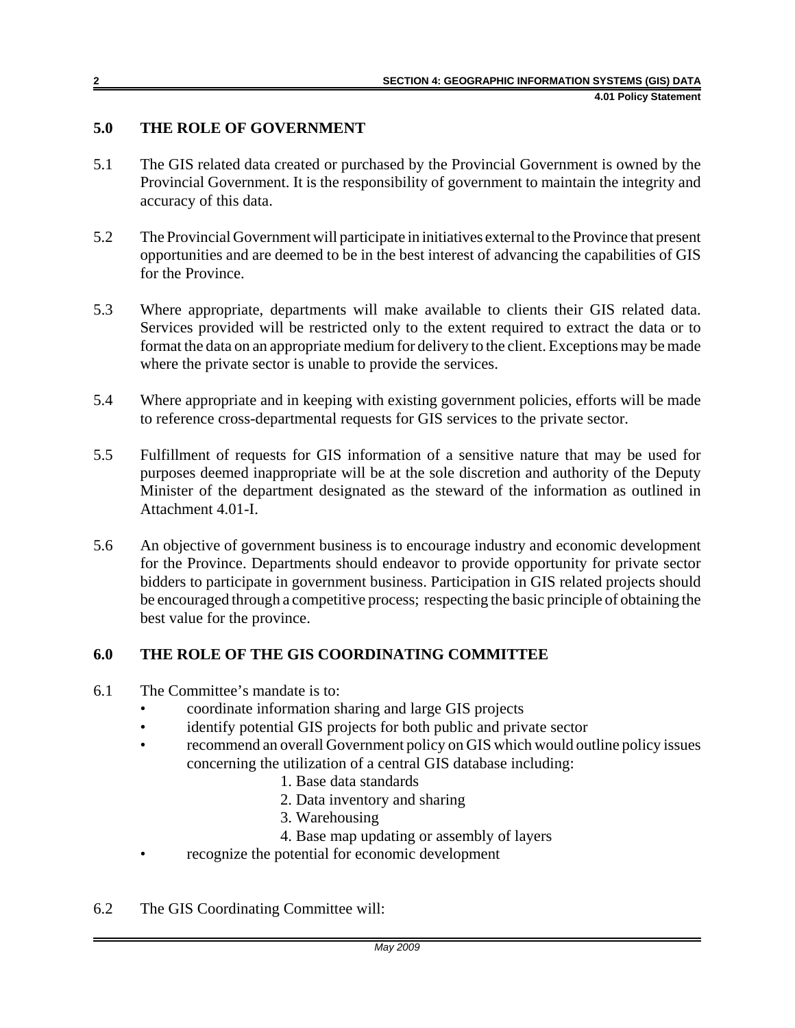## 5.0 THE ROLE OF GOVERNMENT

5.1 The GIS related data created or purchased by the Provincial Government is owned by the Provincial Government. It is the responsibility of government to maintain the integrity and accuracy of this data.

5.2 The Provincial Government will participate in initiatives external to the Province that present opportunities and are deemed to be in the best interest of advancing the capabilities of GIS for the Province.

5.3 Where appropriate, departments will make available to clients their GIS related data. Services provided will be restricted only to the extent required to extract the data or to format the data on an appropriate medium for delivery to the client. Exceptions may be made where the private sector is unable to provide the services.

5.4 Where appropriate and in keeping with existing government policies, efforts will be made to reference cross-departmental requests for GIS services to the private sector.

5.5 Fulfillment of requests for GIS information of a sensitive nature that may be used for purposes deemed inappropriate will be at the sole discretion and authority of the Deputy Minister of the department designated as the steward of the information as outlined in Attachment 4.01-I.

5.6 An objective of government business is to encourage industry and economic development for the Province. Departments should endeavor to provide opportunity for private sector bidders to participate in government business. Participation in GIS related projects should be encouraged through a competitive process; respecting the basic principle of obtaining the best value for the province.

## 6.0 THE ROLE OF THE GIS COORDINATING COMMITTEE

6.1 The Committee's mandate is to:

- coordinate information sharing and large GIS projects
- identify potential GIS projects for both public and private sector
- recommend an overall Government policy on GIS which would outline policy issues concerning the utilization of a central GIS database including:
  1. Base data standards
  2. Data inventory and sharing
  3. Warehousing
  4. Base map updating or assembly of layers
- recognize the potential for economic development

6.2 The GIS Coordinating Committee will: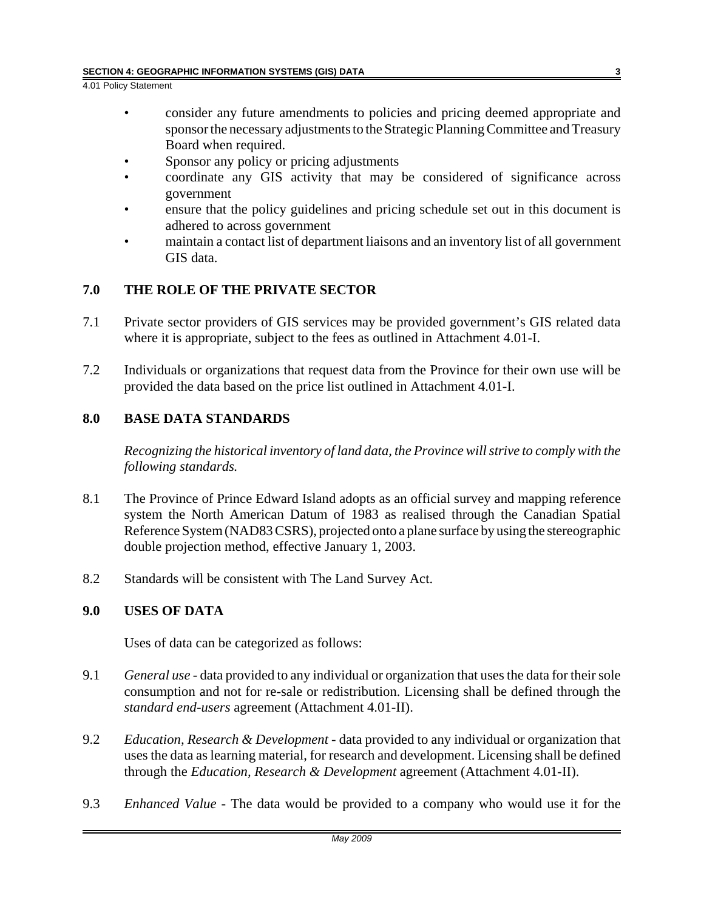- consider any future amendments to policies and pricing deemed appropriate and sponsor the necessary adjustments to the Strategic Planning Committee and Treasury Board when required.
- Sponsor any policy or pricing adjustments
- coordinate any GIS activity that may be considered of significance across government
- ensure that the policy guidelines and pricing schedule set out in this document is adhered to across government
- maintain a contact list of department liaisons and an inventory list of all government GIS data.

## 7.0 THE ROLE OF THE PRIVATE SECTOR

7.1 Private sector providers of GIS services may be provided government's GIS related data where it is appropriate, subject to the fees as outlined in Attachment 4.01-I.

7.2 Individuals or organizations that request data from the Province for their own use will be provided the data based on the price list outlined in Attachment 4.01-I.

## 8.0 BASE DATA STANDARDS

*Recognizing the historical inventory of land data, the Province will strive to comply with the following standards.*

8.1 The Province of Prince Edward Island adopts as an official survey and mapping reference system the North American Datum of 1983 as realised through the Canadian Spatial Reference System (NAD83 CSRS), projected onto a plane surface by using the stereographic double projection method, effective January 1, 2003.

8.2 Standards will be consistent with The Land Survey Act.

## 9.0 USES OF DATA

Uses of data can be categorized as follows:

9.1 *General use* - data provided to any individual or organization that uses the data for their sole consumption and not for re-sale or redistribution. Licensing shall be defined through the *standard end-users* agreement (Attachment 4.01-II).

9.2 *Education, Research & Development* - data provided to any individual or organization that uses the data as learning material, for research and development. Licensing shall be defined through the *Education, Research & Development* agreement (Attachment 4.01-II).

9.3 *Enhanced Value* - The data would be provided to a company who would use it for the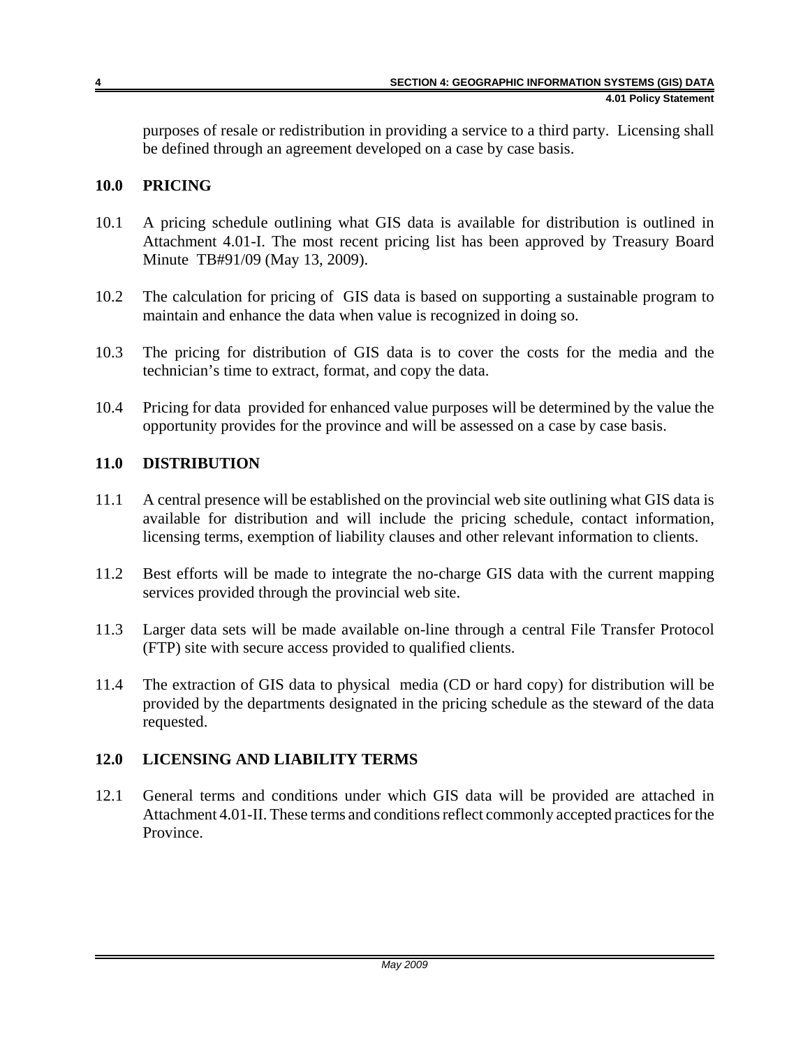purposes of resale or redistribution in providing a service to a third party. Licensing shall be defined through an agreement developed on a case by case basis.

## 10.0 PRICING

10.1 A pricing schedule outlining what GIS data is available for distribution is outlined in Attachment 4.01-I. The most recent pricing list has been approved by Treasury Board Minute TB#91/09 (May 13, 2009).

10.2 The calculation for pricing of GIS data is based on supporting a sustainable program to maintain and enhance the data when value is recognized in doing so.

10.3 The pricing for distribution of GIS data is to cover the costs for the media and the technician's time to extract, format, and copy the data.

10.4 Pricing for data provided for enhanced value purposes will be determined by the value the opportunity provides for the province and will be assessed on a case by case basis.

## 11.0 DISTRIBUTION

11.1 A central presence will be established on the provincial web site outlining what GIS data is available for distribution and will include the pricing schedule, contact information, licensing terms, exemption of liability clauses and other relevant information to clients.

11.2 Best efforts will be made to integrate the no-charge GIS data with the current mapping services provided through the provincial web site.

11.3 Larger data sets will be made available on-line through a central File Transfer Protocol (FTP) site with secure access provided to qualified clients.

11.4 The extraction of GIS data to physical media (CD or hard copy) for distribution will be provided by the departments designated in the pricing schedule as the steward of the data requested.

## 12.0 LICENSING AND LIABILITY TERMS

12.1 General terms and conditions under which GIS data will be provided are attached in Attachment 4.01-II. These terms and conditions reflect commonly accepted practices for the Province.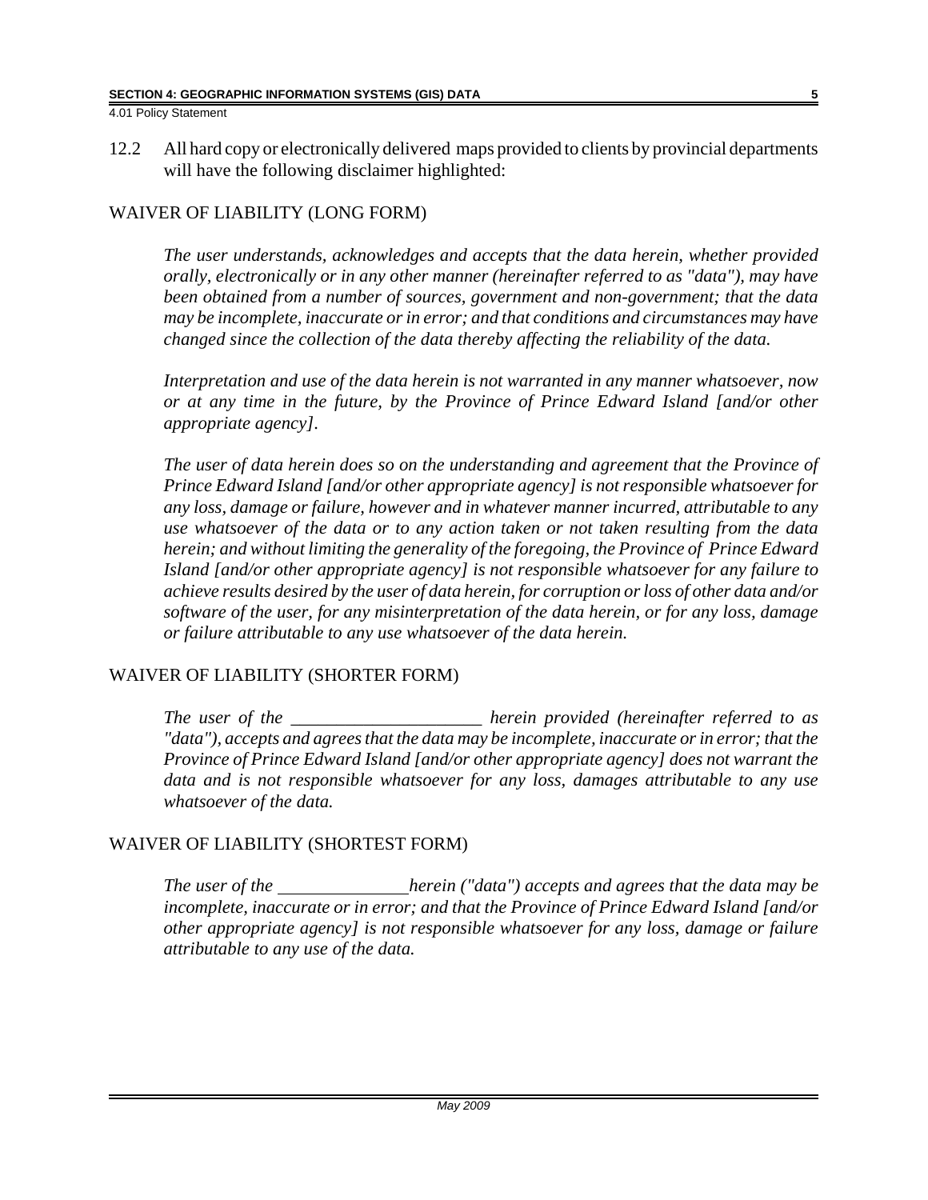12.2 All hard copy or electronically delivered maps provided to clients by provincial departments will have the following disclaimer highlighted:

## WAIVER OF LIABILITY (LONG FORM)

*The user understands, acknowledges and accepts that the data herein, whether provided orally, electronically or in any other manner (hereinafter referred to as "data"), may have been obtained from a number of sources, government and non-government; that the data may be incomplete, inaccurate or in error; and that conditions and circumstances may have changed since the collection of the data thereby affecting the reliability of the data.*

*Interpretation and use of the data herein is not warranted in any manner whatsoever, now or at any time in the future, by the Province of Prince Edward Island [and/or other appropriate agency].*

*The user of data herein does so on the understanding and agreement that the Province of Prince Edward Island [and/or other appropriate agency] is not responsible whatsoever for any loss, damage or failure, however and in whatever manner incurred, attributable to any use whatsoever of the data or to any action taken or not taken resulting from the data herein; and without limiting the generality of the foregoing, the Province of Prince Edward Island [and/or other appropriate agency] is not responsible whatsoever for any failure to achieve results desired by the user of data herein, for corruption or loss of other data and/or software of the user, for any misinterpretation of the data herein, or for any loss, damage or failure attributable to any use whatsoever of the data herein.*

## WAIVER OF LIABILITY (SHORTER FORM)

*The user of the _____________________ herein provided (hereinafter referred to as "data"), accepts and agrees that the data may be incomplete, inaccurate or in error; that the Province of Prince Edward Island [and/or other appropriate agency] does not warrant the data and is not responsible whatsoever for any loss, damages attributable to any use whatsoever of the data.*

## WAIVER OF LIABILITY (SHORTEST FORM)

*The user of the ______________ herein ("data") accepts and agrees that the data may be incomplete, inaccurate or in error; and that the Province of Prince Edward Island [and/or other appropriate agency] is not responsible whatsoever for any loss, damage or failure attributable to any use of the data.*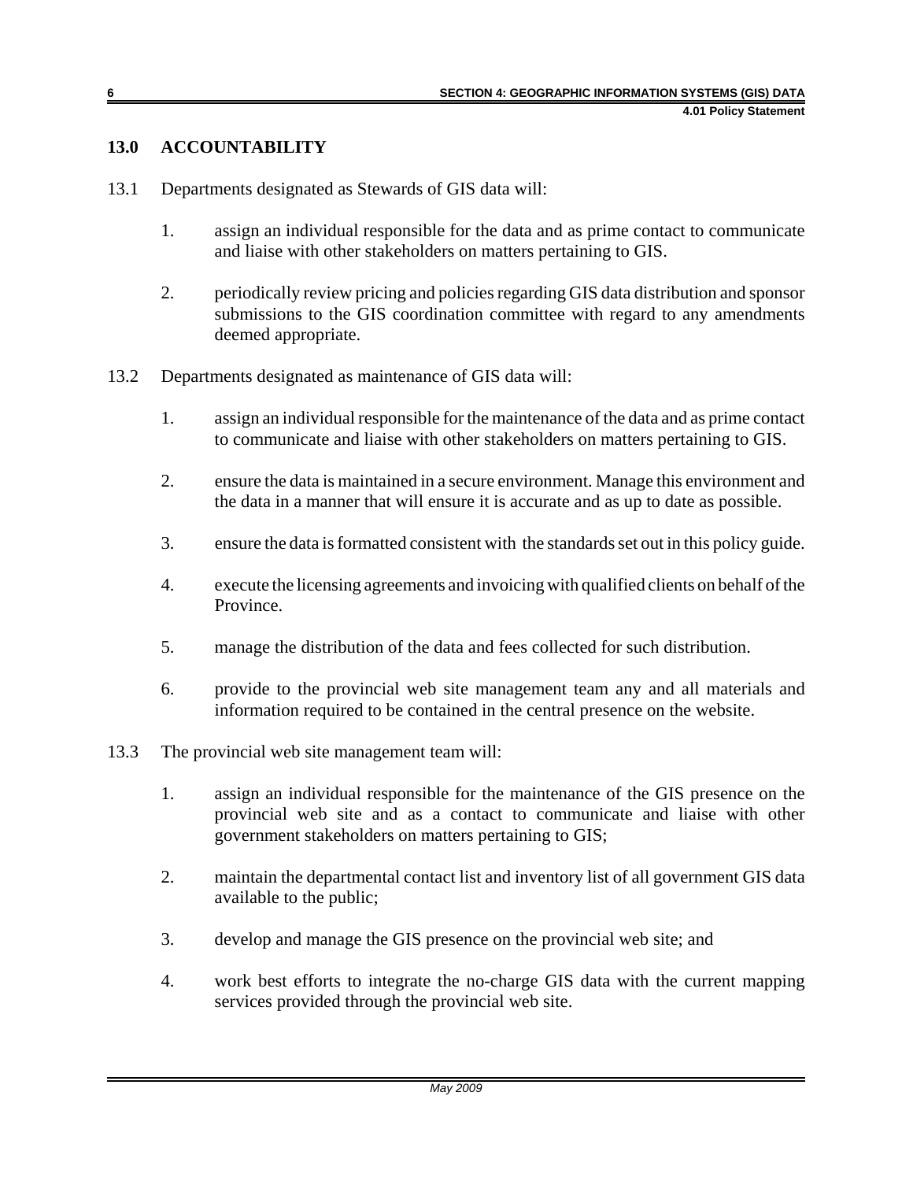## 13.0 ACCOUNTABILITY

13.1 Departments designated as Stewards of GIS data will:

1. assign an individual responsible for the data and as prime contact to communicate and liaise with other stakeholders on matters pertaining to GIS.

2. periodically review pricing and policies regarding GIS data distribution and sponsor submissions to the GIS coordination committee with regard to any amendments deemed appropriate.

13.2 Departments designated as maintenance of GIS data will:

1. assign an individual responsible for the maintenance of the data and as prime contact to communicate and liaise with other stakeholders on matters pertaining to GIS.

2. ensure the data is maintained in a secure environment. Manage this environment and the data in a manner that will ensure it is accurate and as up to date as possible.

3. ensure the data is formatted consistent with the standards set out in this policy guide.

4. execute the licensing agreements and invoicing with qualified clients on behalf of the Province.

5. manage the distribution of the data and fees collected for such distribution.

6. provide to the provincial web site management team any and all materials and information required to be contained in the central presence on the website.

13.3 The provincial web site management team will:

1. assign an individual responsible for the maintenance of the GIS presence on the provincial web site and as a contact to communicate and liaise with other government stakeholders on matters pertaining to GIS;

2. maintain the departmental contact list and inventory list of all government GIS data available to the public;

3. develop and manage the GIS presence on the provincial web site; and

4. work best efforts to integrate the no-charge GIS data with the current mapping services provided through the provincial web site.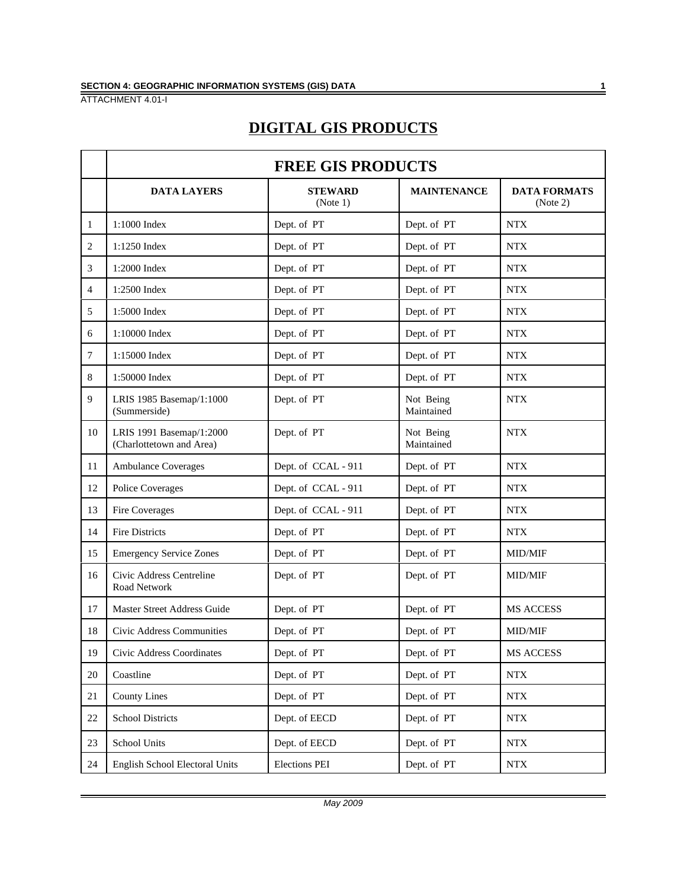ATTACHMENT 4.01-I

# DIGITAL GIS PRODUCTS

| | FREE GIS PRODUCTS | | | |
|---|---|---|---|---|
| | **DATA LAYERS** | **STEWARD** (Note 1) | **MAINTENANCE** | **DATA FORMATS** (Note 2) |
| 1 | 1:1000 Index | Dept. of PT | Dept. of PT | NTX |
| 2 | 1:1250 Index | Dept. of PT | Dept. of PT | NTX |
| 3 | 1:2000 Index | Dept. of PT | Dept. of PT | NTX |
| 4 | 1:2500 Index | Dept. of PT | Dept. of PT | NTX |
| 5 | 1:5000 Index | Dept. of PT | Dept. of PT | NTX |
| 6 | 1:10000 Index | Dept. of PT | Dept. of PT | NTX |
| 7 | 1:15000 Index | Dept. of PT | Dept. of PT | NTX |
| 8 | 1:50000 Index | Dept. of PT | Dept. of PT | NTX |
| 9 | LRIS 1985 Basemap/1:1000 (Summerside) | Dept. of PT | Not Being Maintained | NTX |
| 10 | LRIS 1991 Basemap/1:2000 (Charlottetown and Area) | Dept. of PT | Not Being Maintained | NTX |
| 11 | Ambulance Coverages | Dept. of CCAL - 911 | Dept. of PT | NTX |
| 12 | Police Coverages | Dept. of CCAL - 911 | Dept. of PT | NTX |
| 13 | Fire Coverages | Dept. of CCAL - 911 | Dept. of PT | NTX |
| 14 | Fire Districts | Dept. of PT | Dept. of PT | NTX |
| 15 | Emergency Service Zones | Dept. of PT | Dept. of PT | MID/MIF |
| 16 | Civic Address Centreline Road Network | Dept. of PT | Dept. of PT | MID/MIF |
| 17 | Master Street Address Guide | Dept. of PT | Dept. of PT | MS ACCESS |
| 18 | Civic Address Communities | Dept. of PT | Dept. of PT | MID/MIF |
| 19 | Civic Address Coordinates | Dept. of PT | Dept. of PT | MS ACCESS |
| 20 | Coastline | Dept. of PT | Dept. of PT | NTX |
| 21 | County Lines | Dept. of PT | Dept. of PT | NTX |
| 22 | School Districts | Dept. of EECD | Dept. of PT | NTX |
| 23 | School Units | Dept. of EECD | Dept. of PT | NTX |
| 24 | English School Electoral Units | Elections PEI | Dept. of PT | NTX |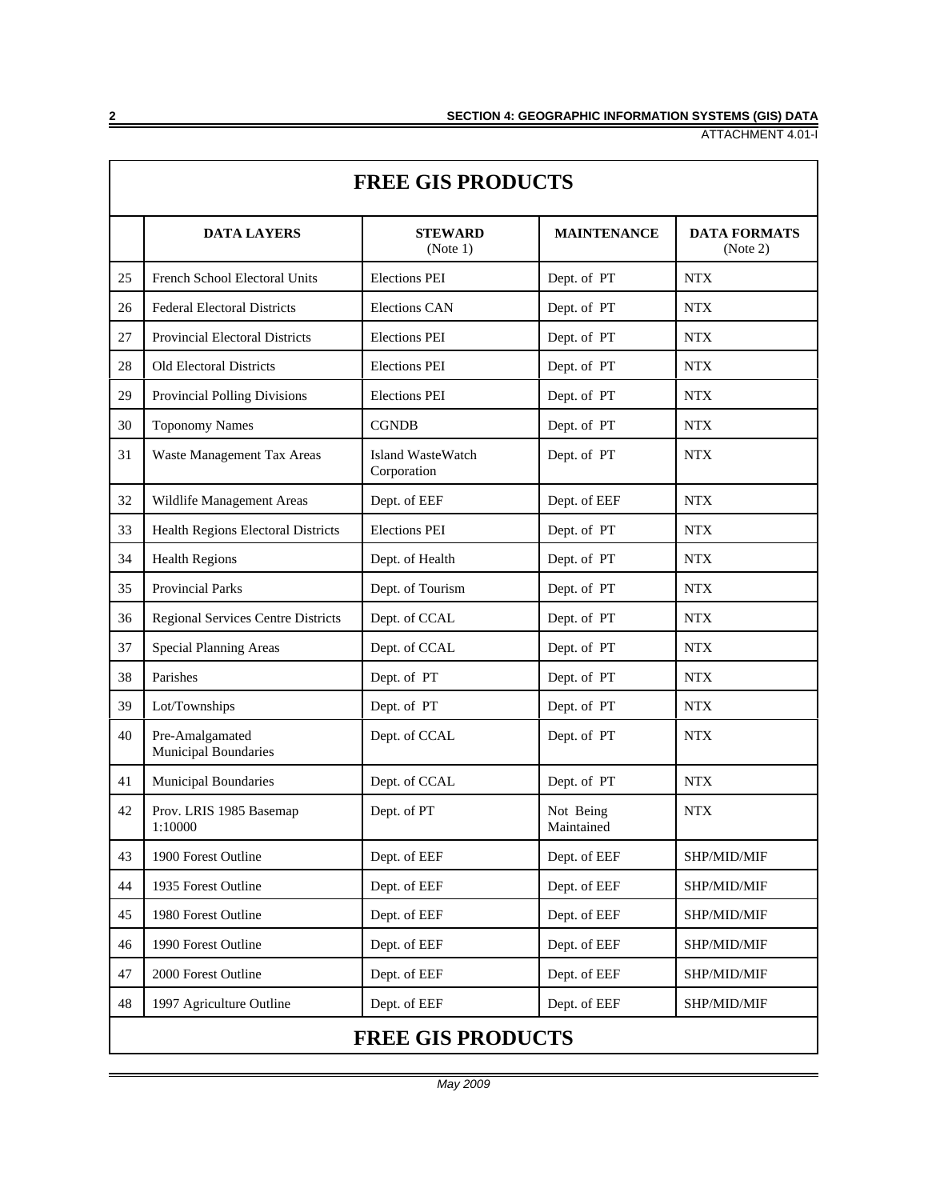| | DATA LAYERS | STEWARD (Note 1) | MAINTENANCE | DATA FORMATS (Note 2) |
|---|---|---|---|---|
| 25 | French School Electoral Units | Elections PEI | Dept. of PT | NTX |
| 26 | Federal Electoral Districts | Elections CAN | Dept. of PT | NTX |
| 27 | Provincial Electoral Districts | Elections PEI | Dept. of PT | NTX |
| 28 | Old Electoral Districts | Elections PEI | Dept. of PT | NTX |
| 29 | Provincial Polling Divisions | Elections PEI | Dept. of PT | NTX |
| 30 | Toponomy Names | CGNDB | Dept. of PT | NTX |
| 31 | Waste Management Tax Areas | Island WasteWatch Corporation | Dept. of PT | NTX |
| 32 | Wildlife Management Areas | Dept. of EEF | Dept. of EEF | NTX |
| 33 | Health Regions Electoral Districts | Elections PEI | Dept. of PT | NTX |
| 34 | Health Regions | Dept. of Health | Dept. of PT | NTX |
| 35 | Provincial Parks | Dept. of Tourism | Dept. of PT | NTX |
| 36 | Regional Services Centre Districts | Dept. of CCAL | Dept. of PT | NTX |
| 37 | Special Planning Areas | Dept. of CCAL | Dept. of PT | NTX |
| 38 | Parishes | Dept. of PT | Dept. of PT | NTX |
| 39 | Lot/Townships | Dept. of PT | Dept. of PT | NTX |
| 40 | Pre-Amalgamated Municipal Boundaries | Dept. of CCAL | Dept. of PT | NTX |
| 41 | Municipal Boundaries | Dept. of CCAL | Dept. of PT | NTX |
| 42 | Prov. LRIS 1985 Basemap 1:10000 | Dept. of PT | Not Being Maintained | NTX |
| 43 | 1900 Forest Outline | Dept. of EEF | Dept. of EEF | SHP/MID/MIF |
| 44 | 1935 Forest Outline | Dept. of EEF | Dept. of EEF | SHP/MID/MIF |
| 45 | 1980 Forest Outline | Dept. of EEF | Dept. of EEF | SHP/MID/MIF |
| 46 | 1990 Forest Outline | Dept. of EEF | Dept. of EEF | SHP/MID/MIF |
| 47 | 2000 Forest Outline | Dept. of EEF | Dept. of EEF | SHP/MID/MIF |
| 48 | 1997 Agriculture Outline | Dept. of EEF | Dept. of EEF | SHP/MID/MIF |

**FREE GIS PRODUCTS**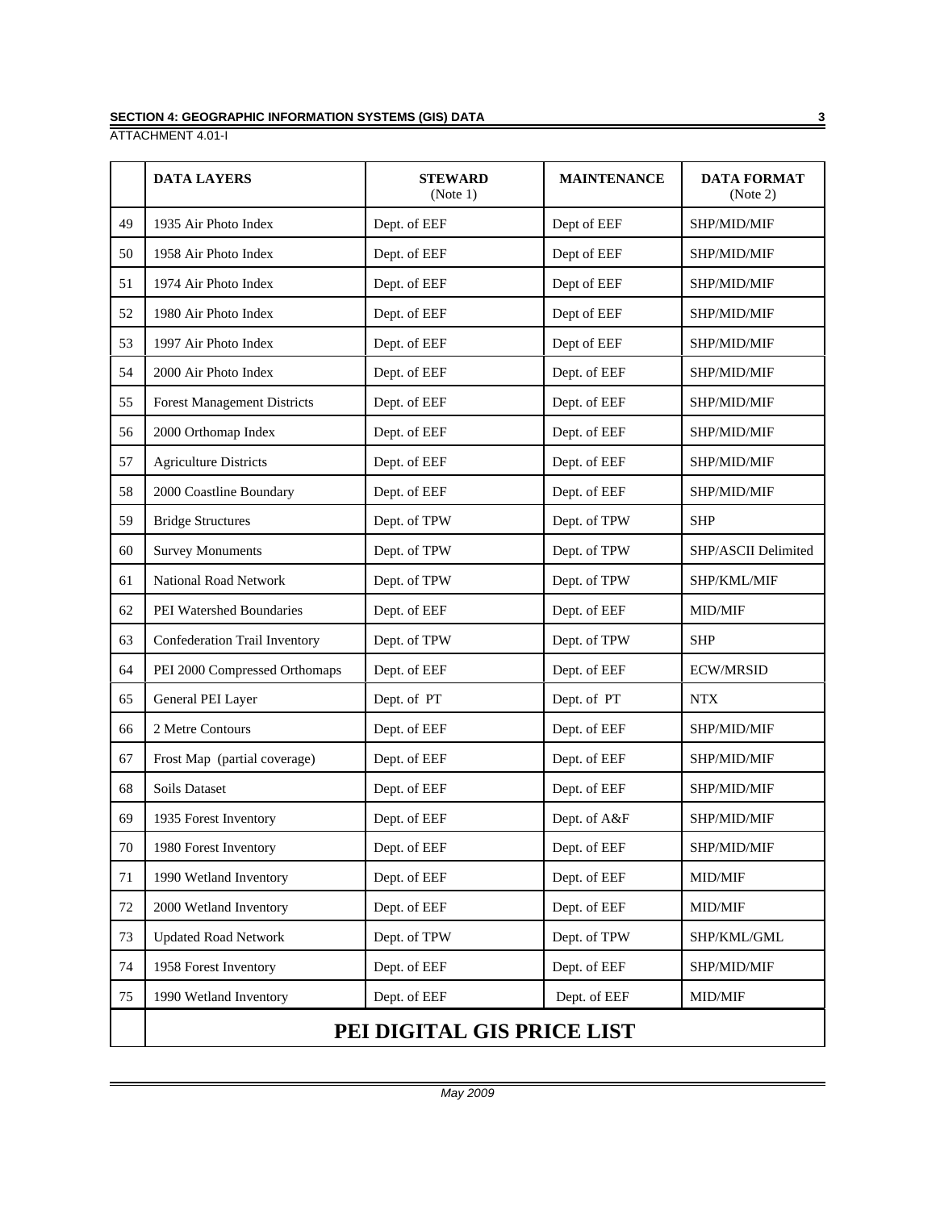| | DATA LAYERS | STEWARD (Note 1) | MAINTENANCE | DATA FORMAT (Note 2) |
|---|---|---|---|---|
| 49 | 1935 Air Photo Index | Dept. of EEF | Dept of EEF | SHP/MID/MIF |
| 50 | 1958 Air Photo Index | Dept. of EEF | Dept of EEF | SHP/MID/MIF |
| 51 | 1974 Air Photo Index | Dept. of EEF | Dept of EEF | SHP/MID/MIF |
| 52 | 1980 Air Photo Index | Dept. of EEF | Dept of EEF | SHP/MID/MIF |
| 53 | 1997 Air Photo Index | Dept. of EEF | Dept of EEF | SHP/MID/MIF |
| 54 | 2000 Air Photo Index | Dept. of EEF | Dept. of EEF | SHP/MID/MIF |
| 55 | Forest Management Districts | Dept. of EEF | Dept. of EEF | SHP/MID/MIF |
| 56 | 2000 Orthomap Index | Dept. of EEF | Dept. of EEF | SHP/MID/MIF |
| 57 | Agriculture Districts | Dept. of EEF | Dept. of EEF | SHP/MID/MIF |
| 58 | 2000 Coastline Boundary | Dept. of EEF | Dept. of EEF | SHP/MID/MIF |
| 59 | Bridge Structures | Dept. of TPW | Dept. of TPW | SHP |
| 60 | Survey Monuments | Dept. of TPW | Dept. of TPW | SHP/ASCII Delimited |
| 61 | National Road Network | Dept. of TPW | Dept. of TPW | SHP/KML/MIF |
| 62 | PEI Watershed Boundaries | Dept. of EEF | Dept. of EEF | MID/MIF |
| 63 | Confederation Trail Inventory | Dept. of TPW | Dept. of TPW | SHP |
| 64 | PEI 2000 Compressed Orthomaps | Dept. of EEF | Dept. of EEF | ECW/MRSID |
| 65 | General PEI Layer | Dept. of PT | Dept. of PT | NTX |
| 66 | 2 Metre Contours | Dept. of EEF | Dept. of EEF | SHP/MID/MIF |
| 67 | Frost Map (partial coverage) | Dept. of EEF | Dept. of EEF | SHP/MID/MIF |
| 68 | Soils Dataset | Dept. of EEF | Dept. of EEF | SHP/MID/MIF |
| 69 | 1935 Forest Inventory | Dept. of EEF | Dept. of A&F | SHP/MID/MIF |
| 70 | 1980 Forest Inventory | Dept. of EEF | Dept. of EEF | SHP/MID/MIF |
| 71 | 1990 Wetland Inventory | Dept. of EEF | Dept. of EEF | MID/MIF |
| 72 | 2000 Wetland Inventory | Dept. of EEF | Dept. of EEF | MID/MIF |
| 73 | Updated Road Network | Dept. of TPW | Dept. of TPW | SHP/KML/GML |
| 74 | 1958 Forest Inventory | Dept. of EEF | Dept. of EEF | SHP/MID/MIF |
| 75 | 1990 Wetland Inventory | Dept. of EEF | Dept. of EEF | MID/MIF |
| | **PEI DIGITAL GIS PRICE LIST** | | | |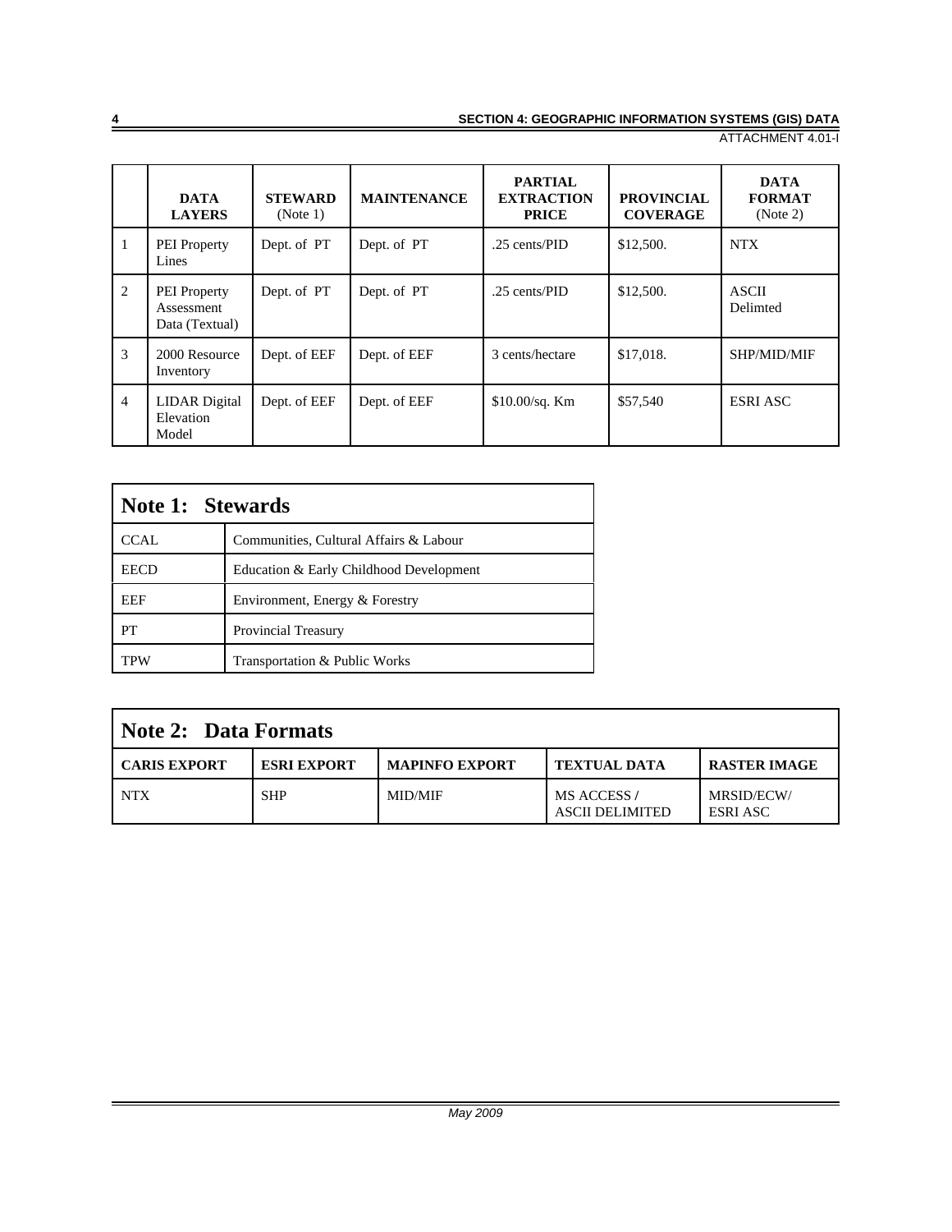ATTACHMENT 4.01-I

| | DATA LAYERS | STEWARD (Note 1) | MAINTENANCE | PARTIAL EXTRACTION PRICE | PROVINCIAL COVERAGE | DATA FORMAT (Note 2) |
|---|---|---|---|---|---|---|
| 1 | PEI Property Lines | Dept. of PT | Dept. of PT | .25 cents/PID | $12,500. | NTX |
| 2 | PEI Property Assessment Data (Textual) | Dept. of PT | Dept. of PT | .25 cents/PID | $12,500. | ASCII Delimted |
| 3 | 2000 Resource Inventory | Dept. of EEF | Dept. of EEF | 3 cents/hectare | $17,018. | SHP/MID/MIF |
| 4 | LIDAR Digital Elevation Model | Dept. of EEF | Dept. of EEF | $10.00/sq. Km | $57,540 | ESRI ASC |

| Note 1: Stewards | |
|---|---|
| CCAL | Communities, Cultural Affairs & Labour |
| EECD | Education & Early Childhood Development |
| EEF | Environment, Energy & Forestry |
| PT | Provincial Treasury |
| TPW | Transportation & Public Works |

| Note 2: Data Formats | | | | |
|---|---|---|---|---|
| CARIS EXPORT | ESRI EXPORT | MAPINFO EXPORT | TEXTUAL DATA | RASTER IMAGE |
| NTX | SHP | MID/MIF | MS ACCESS / ASCII DELIMITED | MRSID/ECW/ ESRI ASC |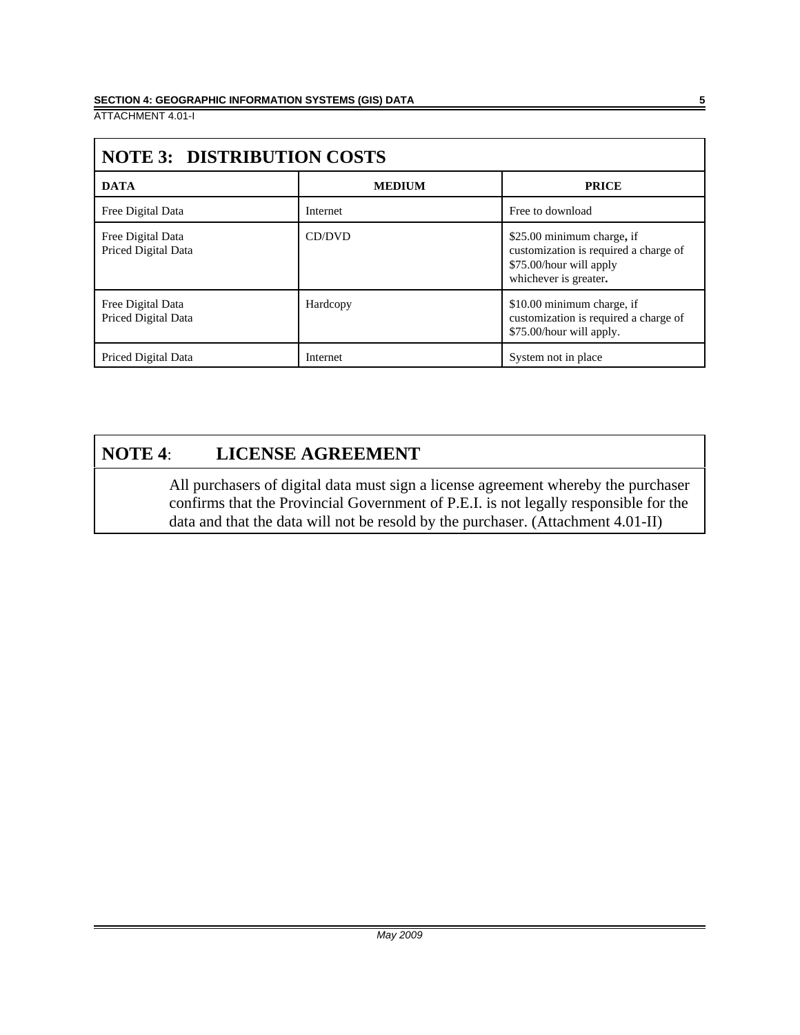## NOTE 3: DISTRIBUTION COSTS

| DATA | MEDIUM | PRICE |
|---|---|---|
| Free Digital Data | Internet | Free to download |
| Free Digital Data<br>Priced Digital Data | CD/DVD | $25.00 minimum charge, if customization is required a charge of $75.00/hour will apply whichever is greater. |
| Free Digital Data<br>Priced Digital Data | Hardcopy | $10.00 minimum charge, if customization is required a charge of $75.00/hour will apply. |
| Priced Digital Data | Internet | System not in place |

## NOTE 4: LICENSE AGREEMENT

All purchasers of digital data must sign a license agreement whereby the purchaser confirms that the Provincial Government of P.E.I. is not legally responsible for the data and that the data will not be resold by the purchaser. (Attachment 4.01-II)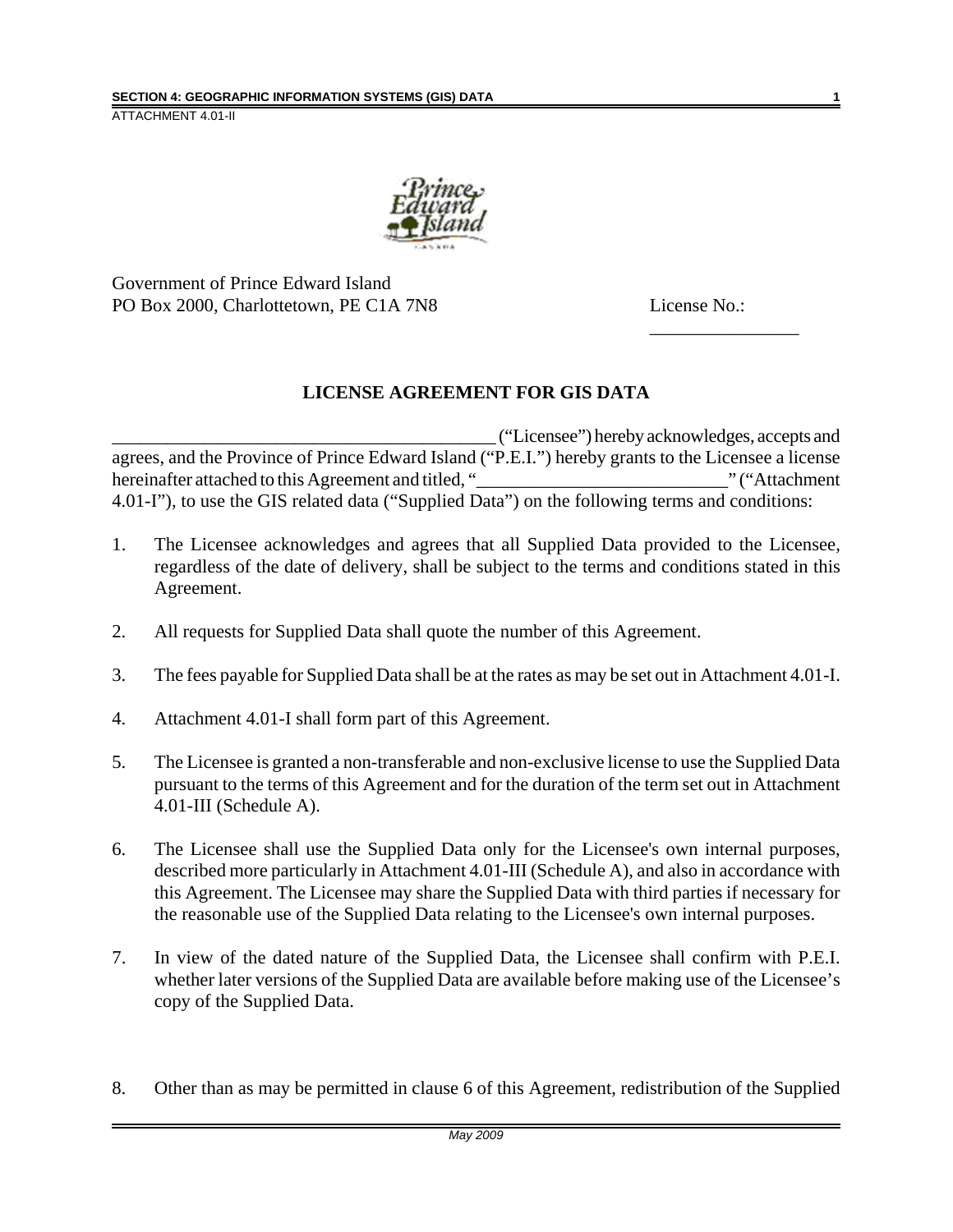ATTACHMENT 4.01-II

Government of Prince Edward Island
PO Box 2000, Charlottetown, PE C1A 7N8

License No.: ________________

**LICENSE AGREEMENT FOR GIS DATA**

_________________________________________ ("Licensee") hereby acknowledges, accepts and agrees, and the Province of Prince Edward Island ("P.E.I.") hereby grants to the Licensee a license hereinafter attached to this Agreement and titled, "__________________________" ("Attachment 4.01-I"), to use the GIS related data ("Supplied Data") on the following terms and conditions:

1. The Licensee acknowledges and agrees that all Supplied Data provided to the Licensee, regardless of the date of delivery, shall be subject to the terms and conditions stated in this Agreement.

2. All requests for Supplied Data shall quote the number of this Agreement.

3. The fees payable for Supplied Data shall be at the rates as may be set out in Attachment 4.01-I.

4. Attachment 4.01-I shall form part of this Agreement.

5. The Licensee is granted a non-transferable and non-exclusive license to use the Supplied Data pursuant to the terms of this Agreement and for the duration of the term set out in Attachment 4.01-III (Schedule A).

6. The Licensee shall use the Supplied Data only for the Licensee's own internal purposes, described more particularly in Attachment 4.01-III (Schedule A), and also in accordance with this Agreement. The Licensee may share the Supplied Data with third parties if necessary for the reasonable use of the Supplied Data relating to the Licensee's own internal purposes.

7. In view of the dated nature of the Supplied Data, the Licensee shall confirm with P.E.I. whether later versions of the Supplied Data are available before making use of the Licensee's copy of the Supplied Data.

8. Other than as may be permitted in clause 6 of this Agreement, redistribution of the Supplied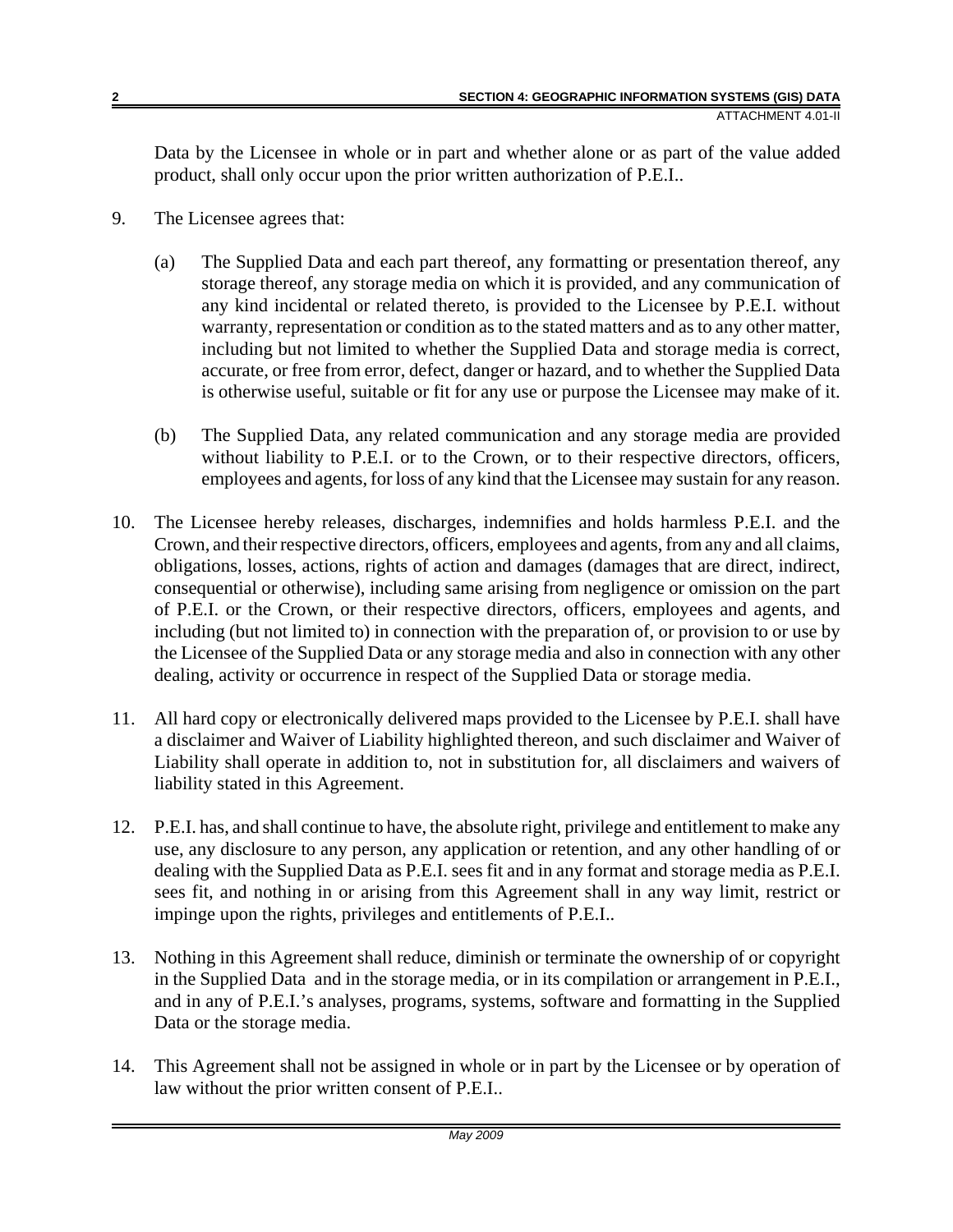Data by the Licensee in whole or in part and whether alone or as part of the value added product, shall only occur upon the prior written authorization of P.E.I..

9. The Licensee agrees that:

   (a) The Supplied Data and each part thereof, any formatting or presentation thereof, any storage thereof, any storage media on which it is provided, and any communication of any kind incidental or related thereto, is provided to the Licensee by P.E.I. without warranty, representation or condition as to the stated matters and as to any other matter, including but not limited to whether the Supplied Data and storage media is correct, accurate, or free from error, defect, danger or hazard, and to whether the Supplied Data is otherwise useful, suitable or fit for any use or purpose the Licensee may make of it.

   (b) The Supplied Data, any related communication and any storage media are provided without liability to P.E.I. or to the Crown, or to their respective directors, officers, employees and agents, for loss of any kind that the Licensee may sustain for any reason.

10. The Licensee hereby releases, discharges, indemnifies and holds harmless P.E.I. and the Crown, and their respective directors, officers, employees and agents, from any and all claims, obligations, losses, actions, rights of action and damages (damages that are direct, indirect, consequential or otherwise), including same arising from negligence or omission on the part of P.E.I. or the Crown, or their respective directors, officers, employees and agents, and including (but not limited to) in connection with the preparation of, or provision to or use by the Licensee of the Supplied Data or any storage media and also in connection with any other dealing, activity or occurrence in respect of the Supplied Data or storage media.

11. All hard copy or electronically delivered maps provided to the Licensee by P.E.I. shall have a disclaimer and Waiver of Liability highlighted thereon, and such disclaimer and Waiver of Liability shall operate in addition to, not in substitution for, all disclaimers and waivers of liability stated in this Agreement.

12. P.E.I. has, and shall continue to have, the absolute right, privilege and entitlement to make any use, any disclosure to any person, any application or retention, and any other handling of or dealing with the Supplied Data as P.E.I. sees fit and in any format and storage media as P.E.I. sees fit, and nothing in or arising from this Agreement shall in any way limit, restrict or impinge upon the rights, privileges and entitlements of P.E.I..

13. Nothing in this Agreement shall reduce, diminish or terminate the ownership of or copyright in the Supplied Data and in the storage media, or in its compilation or arrangement in P.E.I., and in any of P.E.I.'s analyses, programs, systems, software and formatting in the Supplied Data or the storage media.

14. This Agreement shall not be assigned in whole or in part by the Licensee or by operation of law without the prior written consent of P.E.I..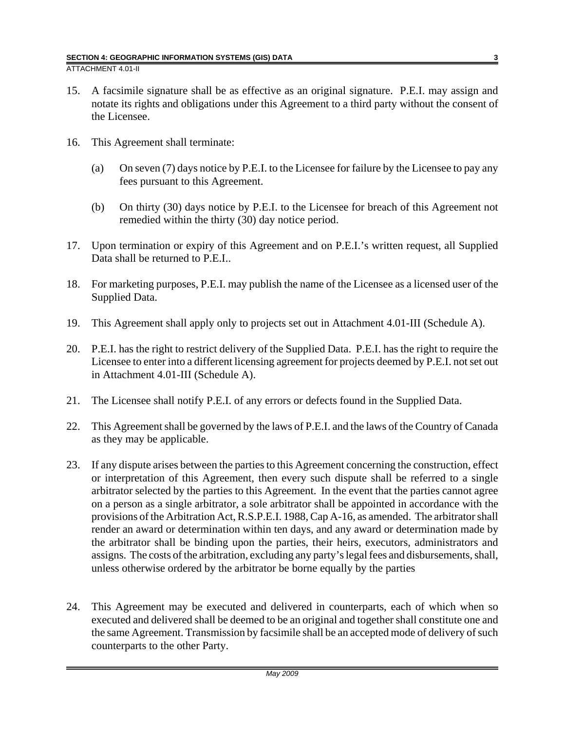15. A facsimile signature shall be as effective as an original signature. P.E.I. may assign and notate its rights and obligations under this Agreement to a third party without the consent of the Licensee.

16. This Agreement shall terminate:

    (a) On seven (7) days notice by P.E.I. to the Licensee for failure by the Licensee to pay any fees pursuant to this Agreement.

    (b) On thirty (30) days notice by P.E.I. to the Licensee for breach of this Agreement not remedied within the thirty (30) day notice period.

17. Upon termination or expiry of this Agreement and on P.E.I.'s written request, all Supplied Data shall be returned to P.E.I..

18. For marketing purposes, P.E.I. may publish the name of the Licensee as a licensed user of the Supplied Data.

19. This Agreement shall apply only to projects set out in Attachment 4.01-III (Schedule A).

20. P.E.I. has the right to restrict delivery of the Supplied Data. P.E.I. has the right to require the Licensee to enter into a different licensing agreement for projects deemed by P.E.I. not set out in Attachment 4.01-III (Schedule A).

21. The Licensee shall notify P.E.I. of any errors or defects found in the Supplied Data.

22. This Agreement shall be governed by the laws of P.E.I. and the laws of the Country of Canada as they may be applicable.

23. If any dispute arises between the parties to this Agreement concerning the construction, effect or interpretation of this Agreement, then every such dispute shall be referred to a single arbitrator selected by the parties to this Agreement. In the event that the parties cannot agree on a person as a single arbitrator, a sole arbitrator shall be appointed in accordance with the provisions of the Arbitration Act, R.S.P.E.I. 1988, Cap A-16, as amended. The arbitrator shall render an award or determination within ten days, and any award or determination made by the arbitrator shall be binding upon the parties, their heirs, executors, administrators and assigns. The costs of the arbitration, excluding any party's legal fees and disbursements, shall, unless otherwise ordered by the arbitrator be borne equally by the parties

24. This Agreement may be executed and delivered in counterparts, each of which when so executed and delivered shall be deemed to be an original and together shall constitute one and the same Agreement. Transmission by facsimile shall be an accepted mode of delivery of such counterparts to the other Party.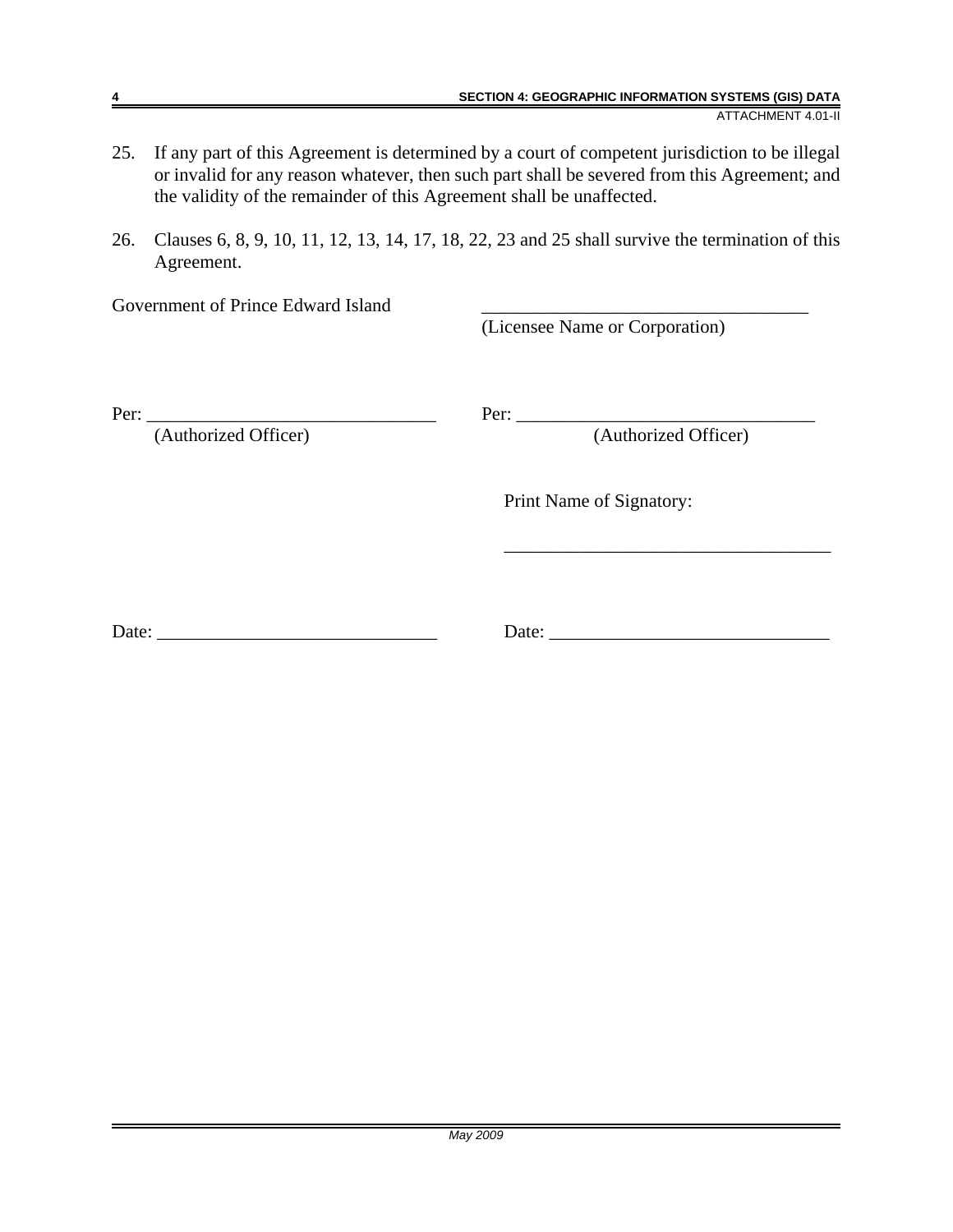25. If any part of this Agreement is determined by a court of competent jurisdiction to be illegal or invalid for any reason whatever, then such part shall be severed from this Agreement; and the validity of the remainder of this Agreement shall be unaffected.

26. Clauses 6, 8, 9, 10, 11, 12, 13, 14, 17, 18, 22, 23 and 25 shall survive the termination of this Agreement.

| Government of Prince Edward Island | ___________________________________ (Licensee Name or Corporation) |
|---|---|
| Per: ______________________________ (Authorized Officer) | Per: ______________________________ (Authorized Officer) |
| | Print Name of Signatory: ___________________________________ |
| Date: ______________________________ | Date: ______________________________ |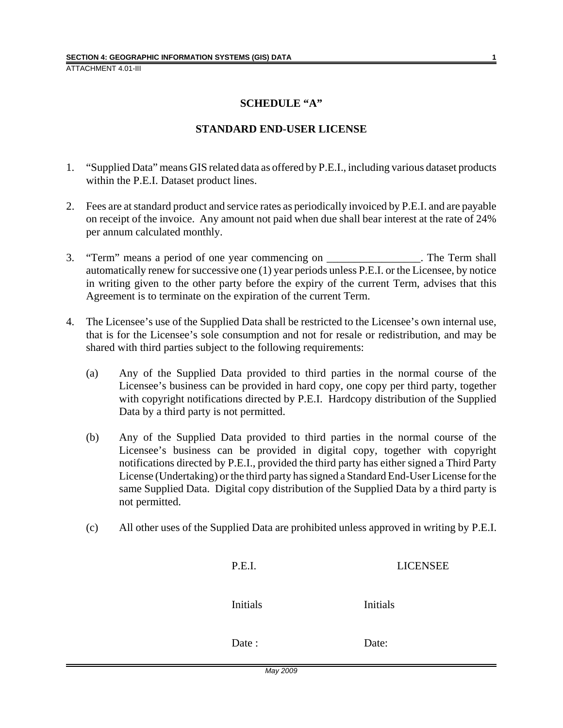# SCHEDULE "A"

## STANDARD END-USER LICENSE

1. "Supplied Data" means GIS related data as offered by P.E.I., including various dataset products within the P.E.I. Dataset product lines.

2. Fees are at standard product and service rates as periodically invoiced by P.E.I. and are payable on receipt of the invoice. Any amount not paid when due shall bear interest at the rate of 24% per annum calculated monthly.

3. "Term" means a period of one year commencing on _________________. The Term shall automatically renew for successive one (1) year periods unless P.E.I. or the Licensee, by notice in writing given to the other party before the expiry of the current Term, advises that this Agreement is to terminate on the expiration of the current Term.

4. The Licensee's use of the Supplied Data shall be restricted to the Licensee's own internal use, that is for the Licensee's sole consumption and not for resale or redistribution, and may be shared with third parties subject to the following requirements:

   (a) Any of the Supplied Data provided to third parties in the normal course of the Licensee's business can be provided in hard copy, one copy per third party, together with copyright notifications directed by P.E.I. Hardcopy distribution of the Supplied Data by a third party is not permitted.

   (b) Any of the Supplied Data provided to third parties in the normal course of the Licensee's business can be provided in digital copy, together with copyright notifications directed by P.E.I., provided the third party has either signed a Third Party License (Undertaking) or the third party has signed a Standard End-User License for the same Supplied Data. Digital copy distribution of the Supplied Data by a third party is not permitted.

   (c) All other uses of the Supplied Data are prohibited unless approved in writing by P.E.I.

| P.E.I. | LICENSEE |
|---|---|
| Initials | Initials |
| Date : | Date: |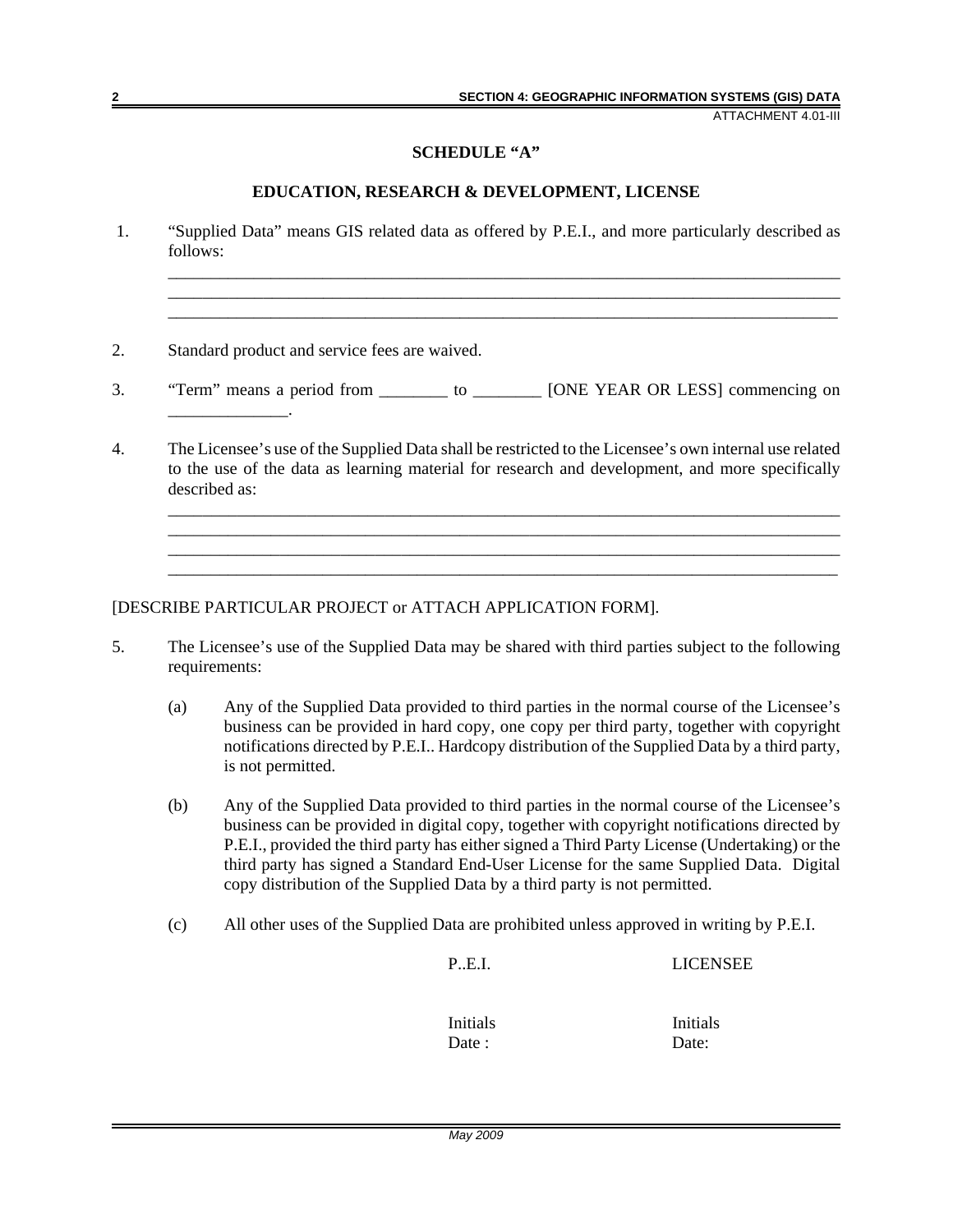# SCHEDULE "A"

## EDUCATION, RESEARCH & DEVELOPMENT, LICENSE

1. "Supplied Data" means GIS related data as offered by P.E.I., and more particularly described as follows:

   ______________________________________________________________________________
   ______________________________________________________________________________
   ______________________________________________________________________________

2. Standard product and service fees are waived.

3. "Term" means a period from ________ to ________ [ONE YEAR OR LESS] commencing on ______________.

4. The Licensee's use of the Supplied Data shall be restricted to the Licensee's own internal use related to the use of the data as learning material for research and development, and more specifically described as:

   ______________________________________________________________________________
   ______________________________________________________________________________
   ______________________________________________________________________________
   ______________________________________________________________________________

[DESCRIBE PARTICULAR PROJECT or ATTACH APPLICATION FORM].

5. The Licensee's use of the Supplied Data may be shared with third parties subject to the following requirements:

   (a) Any of the Supplied Data provided to third parties in the normal course of the Licensee's business can be provided in hard copy, one copy per third party, together with copyright notifications directed by P.E.I.. Hardcopy distribution of the Supplied Data by a third party, is not permitted.

   (b) Any of the Supplied Data provided to third parties in the normal course of the Licensee's business can be provided in digital copy, together with copyright notifications directed by P.E.I., provided the third party has either signed a Third Party License (Undertaking) or the third party has signed a Standard End-User License for the same Supplied Data. Digital copy distribution of the Supplied Data by a third party is not permitted.

   (c) All other uses of the Supplied Data are prohibited unless approved in writing by P.E.I.

| P..E.I. | LICENSEE |
|---|---|
| Initials | Initials |
| Date : | Date: |